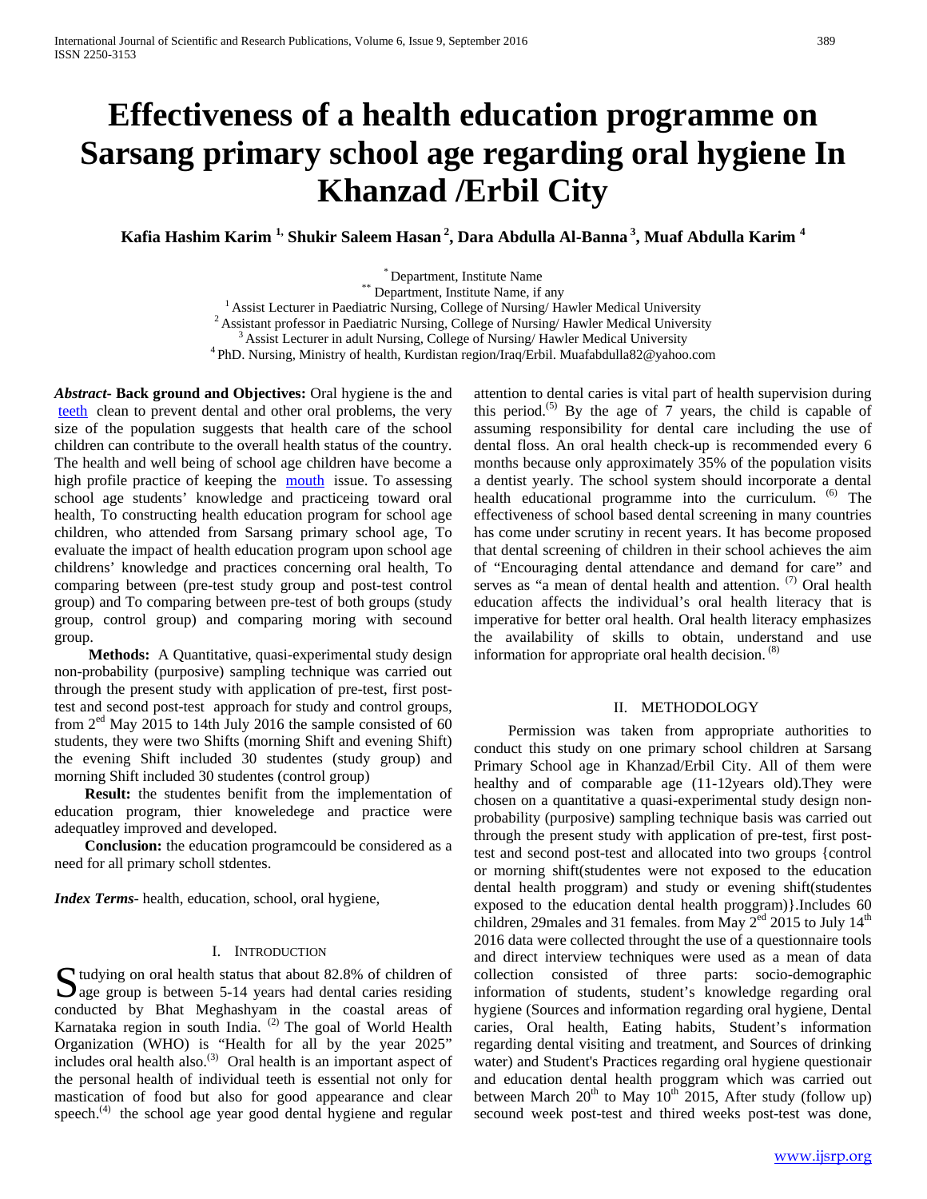# Effectiveness of a health education programme on Sarsang primary school age regarding oral hygiene In Khanzad /Erbil City

**Kafia Hashim Karim [1,] Shukir Saleem Hasan [2], Dara Abdulla Al-Banna [3], Muaf Abdulla Karim [4]**

[*] Department, Institute Name
[**] Department, Institute Name, if any
[1] Assist Lecturer in Paediatric Nursing, College of Nursing/ Hawler Medical University
[2] Assistant professor in Paediatric Nursing, College of Nursing/ Hawler Medical University
[3] Assist Lecturer in adult Nursing, College of Nursing/ Hawler Medical University
[4] PhD. Nursing, Ministry of health, Kurdistan region/Iraq/Erbil. Muafabdulla82@yahoo.com

***Abstract*- Back ground and Objectives:** Oral hygiene is the and teeth clean to prevent dental and other oral problems, the very size of the population suggests that health care of the school children can contribute to the overall health status of the country. The health and well being of school age children have become a high profile practice of keeping the mouth issue. To assessing school age students' knowledge and practiceing toward oral health, To constructing health education program for school age children, who attended from Sarsang primary school age, To evaluate the impact of health education program upon school age childrens' knowledge and practices concerning oral health, To comparing between (pre-test study group and post-test control group) and To comparing between pre-test of both groups (study group, control group) and comparing moring with secound group.

**Methods:** A Quantitative, quasi-experimental study design non-probability (purposive) sampling technique was carried out through the present study with application of pre-test, first post-test and second post-test approach for study and control groups, from 2[ed] May 2015 to 14th July 2016 the sample consisted of 60 students, they were two Shifts (morning Shift and evening Shift) the evening Shift included 30 studentes (study group) and morning Shift included 30 studentes (control group)

**Result:** the studentes benifit from the implementation of education program, thier knoweledege and practice were adequatley improved and developed.

**Conclusion:** the education programcould be considered as a need for all primary scholl stdentes.

***Index Terms*-** health, education, school, oral hygiene,

## I. Introduction

Studying on oral health status that about 82.8% of children of age group is between 5-14 years had dental caries residing conducted by Bhat Meghashyam in the coastal areas of Karnataka region in south India. [(2)] The goal of World Health Organization (WHO) is "Health for all by the year 2025" includes oral health also.[(3)] Oral health is an important aspect of the personal health of individual teeth is essential not only for mastication of food but also for good appearance and clear speech.[(4)] the school age year good dental hygiene and regular attention to dental caries is vital part of health supervision during this period.[(5)] By the age of 7 years, the child is capable of assuming responsibility for dental care including the use of dental floss. An oral health check-up is recommended every 6 months because only approximately 35% of the population visits a dentist yearly. The school system should incorporate a dental health educational programme into the curriculum. [(6)] The effectiveness of school based dental screening in many countries has come under scrutiny in recent years. It has become proposed that dental screening of children in their school achieves the aim of "Encouraging dental attendance and demand for care" and serves as "a mean of dental health and attention. [(7)] Oral health education affects the individual's oral health literacy that is imperative for better oral health. Oral health literacy emphasizes the availability of skills to obtain, understand and use information for appropriate oral health decision. [(8)]

## II. Methodology

Permission was taken from appropriate authorities to conduct this study on one primary school children at Sarsang Primary School age in Khanzad/Erbil City. All of them were healthy and of comparable age (11-12years old).They were chosen on a quantitative a quasi-experimental study design non-probability (purposive) sampling technique basis was carried out through the present study with application of pre-test, first post-test and second post-test and allocated into two groups {control or morning shift(studentes were not exposed to the education dental health proggram) and study or evening shift(studentes exposed to the education dental health proggram)}.Includes 60 children, 29males and 31 females. from May 2[ed] 2015 to July 14[th] 2016 data were collected throught the use of a questionnaire tools and direct interview techniques were used as a mean of data collection consisted of three parts: socio-demographic information of students, student's knowledge regarding oral hygiene (Sources and information regarding oral hygiene, Dental caries, Oral health, Eating habits, Student's information regarding dental visiting and treatment, and Sources of drinking water) and Student's Practices regarding oral hygiene questionair and education dental health proggram which was carried out between March 20[th] to May 10[th] 2015, After study (follow up) secound week post-test and thired weeks post-test was done,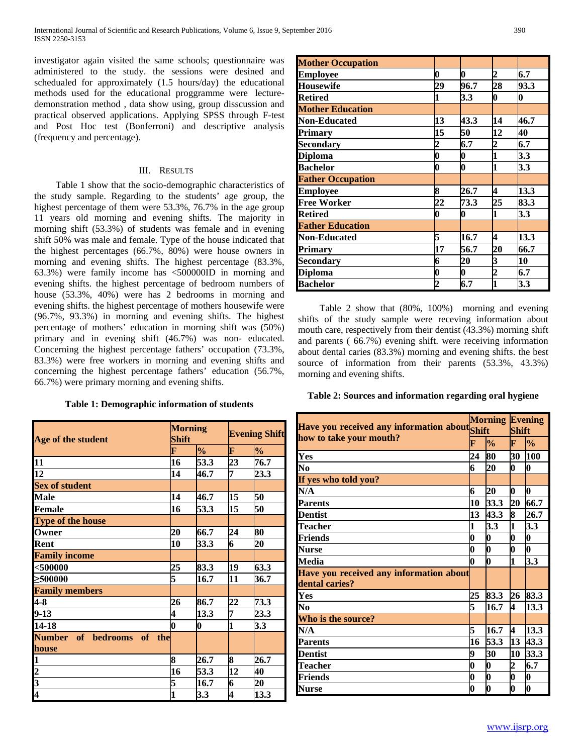investigator again visited the same schools; questionnaire was administered to the study. the sessions were desined and schedualed for approximately (1.5 hours/day) the educational methods used for the educational proggramme were lecture-demonstration method , data show using, group disscussion and practical observed applications. Applying SPSS through F-test and Post Hoc test (Bonferroni) and descriptive analysis (frequency and percentage).

## III. Results

Table 1 show that the socio-demographic characteristics of the study sample. Regarding to the students' age group, the highest percentage of them were 53.3%, 76.7% in the age group 11 years old morning and evening shifts. The majority in morning shift (53.3%) of students was female and in evening shift 50% was male and female. Type of the house indicated that the highest percentages (66.7%, 80%) were house owners in morning and evening shifts. The highest percentage (83.3%, 63.3%) were family income has <500000ID in morning and evening shifts. the highest percentage of bedroom numbers of house (53.3%, 40%) were has 2 bedrooms in morning and evening shifts. the highest percentage of mothers housewife were (96.7%, 93.3%) in morning and evening shifts. The highest percentage of mothers' education in morning shift was (50%) primary and in evening shift (46.7%) was non- educated. Concerning the highest percentage fathers' occupation (73.3%, 83.3%) were free workers in morning and evening shifts and concerning the highest percentage fathers' education (56.7%, 66.7%) were primary morning and evening shifts.

**Table 1: Demographic information of students**

| Age of the student | Morning Shift | | Evening Shift | |
|---|---|---|---|---|
| | F | % | F | % |
| 11 | 16 | 53.3 | 23 | 76.7 |
| 12 | 14 | 46.7 | 7 | 23.3 |
| **Sex of student** | | | | |
| Male | 14 | 46.7 | 15 | 50 |
| Female | 16 | 53.3 | 15 | 50 |
| **Type of the house** | | | | |
| Owner | 20 | 66.7 | 24 | 80 |
| Rent | 10 | 33.3 | 6 | 20 |
| **Family income** | | | | |
| <500000 | 25 | 83.3 | 19 | 63.3 |
| ≥500000 | 5 | 16.7 | 11 | 36.7 |
| **Family members** | | | | |
| 4-8 | 26 | 86.7 | 22 | 73.3 |
| 9-13 | 4 | 13.3 | 7 | 23.3 |
| 14-18 | 0 | 0 | 1 | 3.3 |
| **Number of bedrooms of the house** | | | | |
| 1 | 8 | 26.7 | 8 | 26.7 |
| 2 | 16 | 53.3 | 12 | 40 |
| 3 | 5 | 16.7 | 6 | 20 |
| 4 | 1 | 3.3 | 4 | 13.3 |
| **Mother Occupation** | | | | |
| Employee | 0 | 0 | 2 | 6.7 |
| Housewife | 29 | 96.7 | 28 | 93.3 |
| Retired | 1 | 3.3 | 0 | 0 |
| **Mother Education** | | | | |
| Non-Educated | 13 | 43.3 | 14 | 46.7 |
| Primary | 15 | 50 | 12 | 40 |
| Secondary | 2 | 6.7 | 2 | 6.7 |
| Diploma | 0 | 0 | 1 | 3.3 |
| Bachelor | 0 | 0 | 1 | 3.3 |
| **Father Occupation** | | | | |
| Employee | 8 | 26.7 | 4 | 13.3 |
| Free Worker | 22 | 73.3 | 25 | 83.3 |
| Retired | 0 | 0 | 1 | 3.3 |
| **Father Education** | | | | |
| Non-Educated | 5 | 16.7 | 4 | 13.3 |
| Primary | 17 | 56.7 | 20 | 66.7 |
| Secondary | 6 | 20 | 3 | 10 |
| Diploma | 0 | 0 | 2 | 6.7 |
| Bachelor | 2 | 6.7 | 1 | 3.3 |

Table 2 show that (80%, 100%) morning and evening shifts of the study sample were receving information about mouth care, respectively from their dentist (43.3%) morning shift and parents ( 66.7%) evening shift. were receiving information about dental caries (83.3%) morning and evening shifts. the best source of information from their parents (53.3%, 43.3%) morning and evening shifts.

**Table 2: Sources and information regarding oral hygiene**

| Have you received any information about how to take your mouth? | Morning Shift | | Evening Shift | |
|---|---|---|---|---|
| | F | % | F | % |
| Yes | 24 | 80 | 30 | 100 |
| No | 6 | 20 | 0 | 0 |
| **If yes who told you?** | | | | |
| N/A | 6 | 20 | 0 | 0 |
| Parents | 10 | 33.3 | 20 | 66.7 |
| Dentist | 13 | 43.3 | 8 | 26.7 |
| Teacher | 1 | 3.3 | 1 | 3.3 |
| Friends | 0 | 0 | 0 | 0 |
| Nurse | 0 | 0 | 0 | 0 |
| Media | 0 | 0 | 1 | 3.3 |
| **Have you received any information about dental caries?** | | | | |
| Yes | 25 | 83.3 | 26 | 83.3 |
| No | 5 | 16.7 | 4 | 13.3 |
| **Who is the source?** | | | | |
| N/A | 5 | 16.7 | 4 | 13.3 |
| Parents | 16 | 53.3 | 13 | 43.3 |
| Dentist | 9 | 30 | 10 | 33.3 |
| Teacher | 0 | 0 | 2 | 6.7 |
| Friends | 0 | 0 | 0 | 0 |
| Nurse | 0 | 0 | 0 | 0 |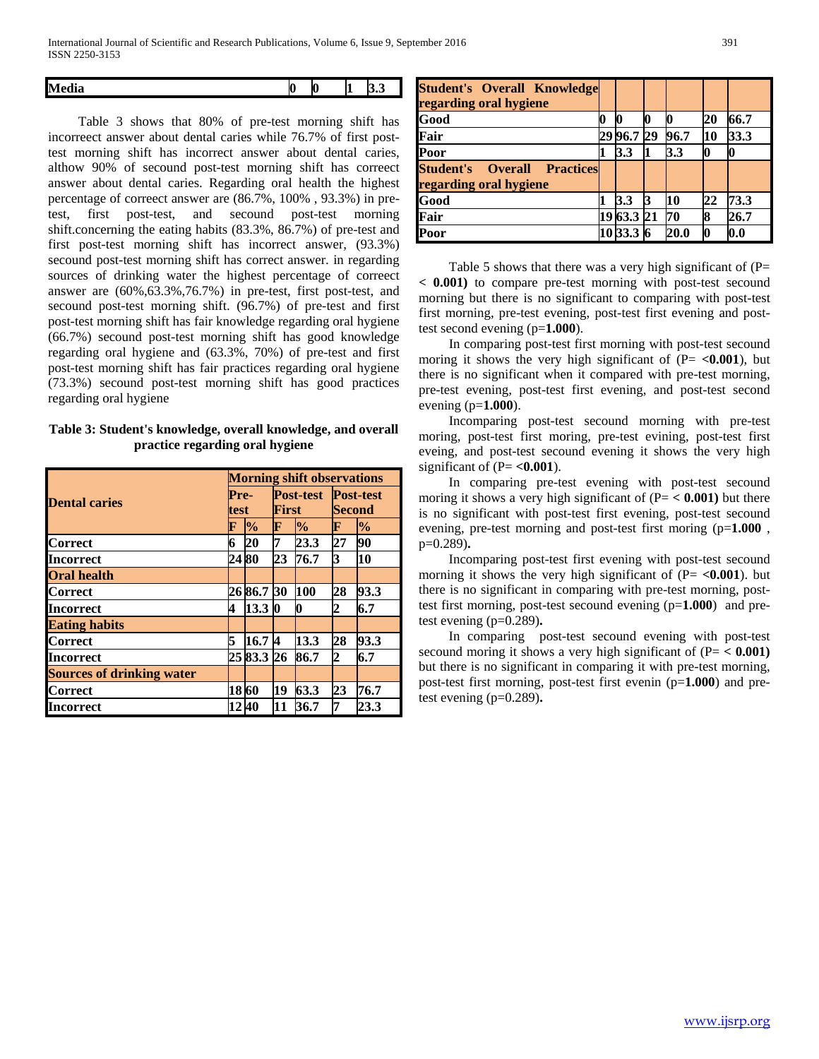| Media | 0 | 0 | 1 | 3.3 |
|---|---|---|---|---|

Table 3 shows that 80% of pre-test morning shift has incorreect answer about dental caries while 76.7% of first post-test morning shift has incorrect answer about dental caries, althow 90% of secound post-test morning shift has correect answer about dental caries. Regarding oral health the highest percentage of correect answer are (86.7%, 100% , 93.3%) in pre-test, first post-test, and secound post-test morning shift.concerning the eating habits (83.3%, 86.7%) of pre-test and first post-test morning shift has incorrect answer, (93.3%) secound post-test morning shift has correct answer. in regarding sources of drinking water the highest percentage of correect answer are (60%,63.3%,76.7%) in pre-test, first post-test, and secound post-test morning shift. (96.7%) of pre-test and first post-test morning shift has fair knowledge regarding oral hygiene (66.7%) secound post-test morning shift has good knowledge regarding oral hygiene and (63.3%, 70%) of pre-test and first post-test morning shift has fair practices regarding oral hygiene (73.3%) secound post-test morning shift has good practices regarding oral hygiene

**Table 3: Student's knowledge, overall knowledge, and overall practice regarding oral hygiene**

| Dental caries | Morning shift observations | | | | | |
|---|---|---|---|---|---|---|
| | Pre-test | | Post-test First | | Post-test Second | |
| | F | % | F | % | F | % |
| Correct | 6 | 20 | 7 | 23.3 | 27 | 90 |
| Incorrect | 24 | 80 | 23 | 76.7 | 3 | 10 |
| **Oral health** | | | | | | |
| Correct | 26 | 86.7 | 30 | 100 | 28 | 93.3 |
| Incorrect | 4 | 13.3 | 0 | 0 | 2 | 6.7 |
| **Eating habits** | | | | | | |
| Correct | 5 | 16.7 | 4 | 13.3 | 28 | 93.3 |
| Incorrect | 25 | 83.3 | 26 | 86.7 | 2 | 6.7 |
| **Sources of drinking water** | | | | | | |
| Correct | 18 | 60 | 19 | 63.3 | 23 | 76.7 |
| Incorrect | 12 | 40 | 11 | 36.7 | 7 | 23.3 |
| **Student's Overall Knowledge regarding oral hygiene** | | | | | | |
| Good | 0 | 0 | 0 | 0 | 20 | 66.7 |
| Fair | 29 | 96.7 | 29 | 96.7 | 10 | 33.3 |
| Poor | 1 | 3.3 | 1 | 3.3 | 0 | 0 |
| **Student's Overall Practices regarding oral hygiene** | | | | | | |
| Good | 1 | 3.3 | 3 | 10 | 22 | 73.3 |
| Fair | 19 | 63.3 | 21 | 70 | 8 | 26.7 |
| Poor | 10 | 33.3 | 6 | 20.0 | 0 | 0.0 |

Table 5 shows that there was a very high significant of (P= **< 0.001)** to compare pre-test morning with post-test secound morning but there is no significant to comparing with post-test first morning, pre-test evening, post-test first evening and post-test second evening (p=**1.000**).

In comparing post-test first morning with post-test secound moring it shows the very high significant of (P= **<0.001**), but there is no significant when it compared with pre-test morning, pre-test evening, post-test first evening, and post-test second evening (p=**1.000**).

Incomparing post-test secound morning with pre-test moring, post-test first moring, pre-test evining, post-test first eveing, and post-test secound evening it shows the very high significant of (P= **<0.001**).

In comparing pre-test evening with post-test secound moring it shows a very high significant of (P= **< 0.001)** but there is no significant with post-test first evening, post-test secound evening, pre-test morning and post-test first moring (p=**1.000** , p=0.289)**.**

Incomparing post-test first evening with post-test secound morning it shows the very high significant of (P= **<0.001**). but there is no significant in comparing with pre-test morning, post-test first morning, post-test secound evening (p=**1.000**) and pre-test evening (p=0.289)**.**

In comparing post-test secound evening with post-test secound moring it shows a very high significant of (P= **< 0.001)** but there is no significant in comparing it with pre-test morning, post-test first morning, post-test first evenin (p=**1.000**) and pre-test evening (p=0.289)**.**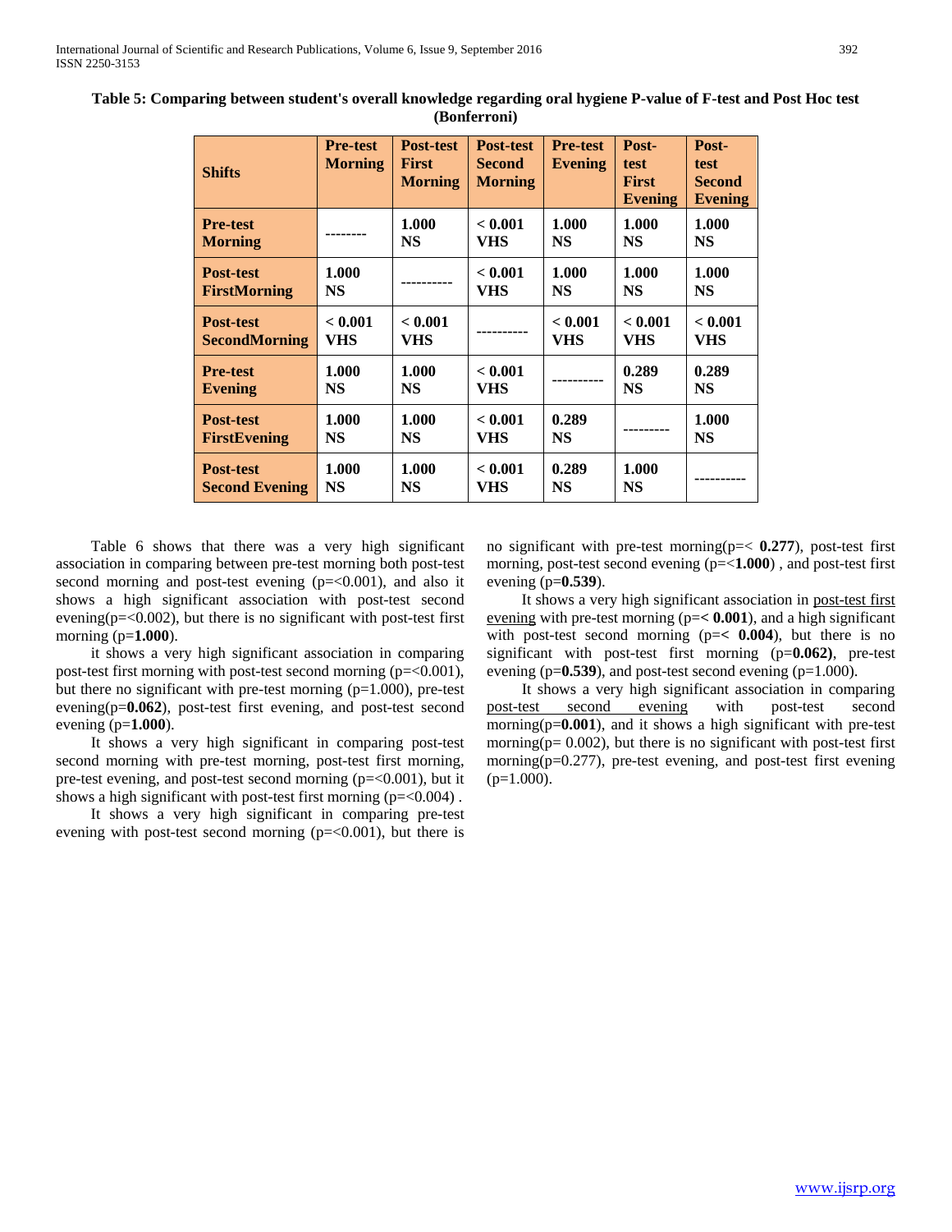**Table 5: Comparing between student's overall knowledge regarding oral hygiene P-value of F-test and Post Hoc test (Bonferroni)**

| Shifts | Pre-test Morning | Post-test First Morning | Post-test Second Morning | Pre-test Evening | Post-test First Evening | Post-test Second Evening |
|---|---|---|---|---|---|---|
| **Pre-test Morning** | -------- | 1.000 NS | < 0.001 VHS | 1.000 NS | 1.000 NS | 1.000 NS |
| **Post-test FirstMorning** | 1.000 NS | ---------- | < 0.001 VHS | 1.000 NS | 1.000 NS | 1.000 NS |
| **Post-test SecondMorning** | < 0.001 VHS | < 0.001 VHS | ---------- | < 0.001 VHS | < 0.001 VHS | < 0.001 VHS |
| **Pre-test Evening** | 1.000 NS | 1.000 NS | < 0.001 VHS | ---------- | 0.289 NS | 0.289 NS |
| **Post-test FirstEvening** | 1.000 NS | 1.000 NS | < 0.001 VHS | 0.289 NS | --------- | 1.000 NS |
| **Post-test Second Evening** | 1.000 NS | 1.000 NS | < 0.001 VHS | 0.289 NS | 1.000 NS | ---------- |

Table 6 shows that there was a very high significant association in comparing between pre-test morning both post-test second morning and post-test evening (p=<0.001), and also it shows a high significant association with post-test second evening(p=<0.002), but there is no significant with post-test first morning (p=**1.000**).

it shows a very high significant association in comparing post-test first morning with post-test second morning (p=<0.001), but there no significant with pre-test morning (p=1.000), pre-test evening(p=**0.062**), post-test first evening, and post-test second evening (p=**1.000**).

It shows a very high significant in comparing post-test second morning with pre-test morning, post-test first morning, pre-test evening, and post-test second morning (p=<0.001), but it shows a high significant with post-test first morning (p=<0.004) .

It shows a very high significant in comparing pre-test evening with post-test second morning (p=<0.001), but there is no significant with pre-test morning(p=< **0.277**), post-test first morning, post-test second evening (p=<**1.000**) , and post-test first evening (p=**0.539**).

It shows a very high significant association in post-test first evening with pre-test morning (p=**< 0.001**), and a high significant with post-test second morning (p=**< 0.004**), but there is no significant with post-test first morning (p=**0.062)**, pre-test evening (p=**0.539**), and post-test second evening (p=1.000).

It shows a very high significant association in comparing post-test second evening with post-test second morning(p=**0.001**), and it shows a high significant with pre-test morning(p= 0.002), but there is no significant with post-test first morning(p=0.277), pre-test evening, and post-test first evening (p=1.000).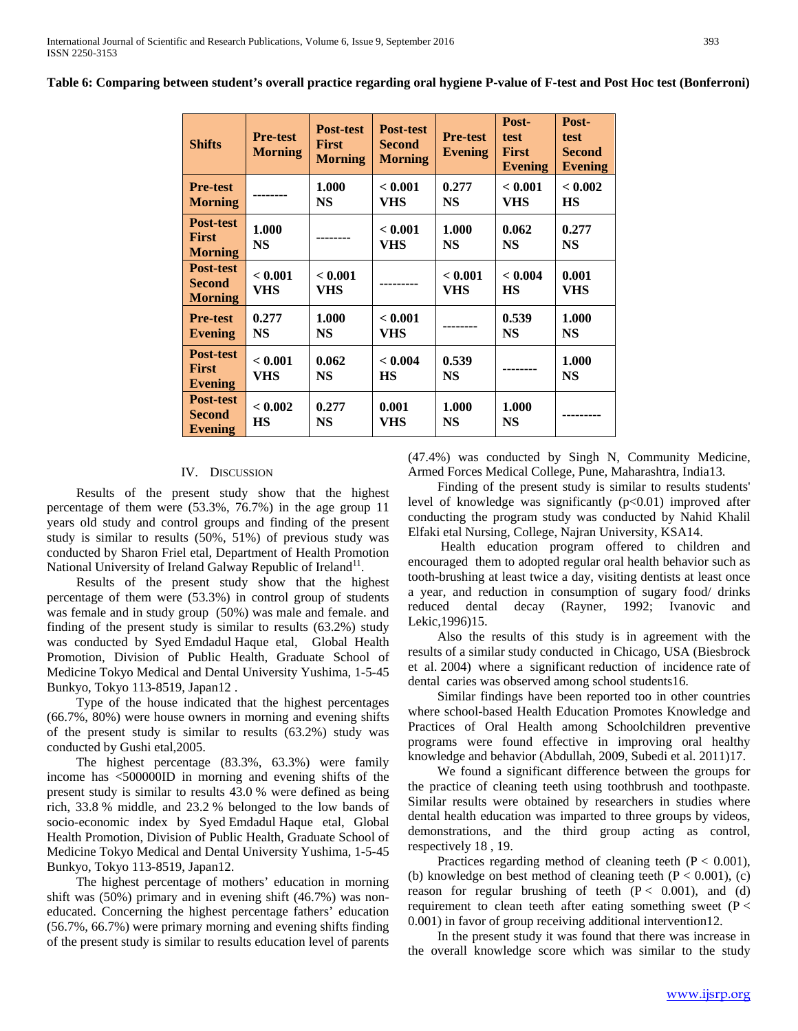**Table 6: Comparing between student's overall practice regarding oral hygiene P-value of F-test and Post Hoc test (Bonferroni)**

| Shifts | Pre-test Morning | Post-test First Morning | Post-test Second Morning | Pre-test Evening | Post-test First Evening | Post-test Second Evening |
|---|---|---|---|---|---|---|
| Pre-test Morning | -------- | 1.000 NS | < 0.001 VHS | 0.277 NS | < 0.001 VHS | < 0.002 HS |
| Post-test First Morning | 1.000 NS | -------- | < 0.001 VHS | 1.000 NS | 0.062 NS | 0.277 NS |
| Post-test Second Morning | < 0.001 VHS | < 0.001 VHS | --------- | < 0.001 VHS | < 0.004 HS | 0.001 VHS |
| Pre-test Evening | 0.277 NS | 1.000 NS | < 0.001 VHS | -------- | 0.539 NS | 1.000 NS |
| Post-test First Evening | < 0.001 VHS | 0.062 NS | < 0.004 HS | 0.539 NS | -------- | 1.000 NS |
| Post-test Second Evening | < 0.002 HS | 0.277 NS | 0.001 VHS | 1.000 NS | 1.000 NS | --------- |

## IV. Discussion

Results of the present study show that the highest percentage of them were (53.3%, 76.7%) in the age group 11 years old study and control groups and finding of the present study is similar to results (50%, 51%) of previous study was conducted by Sharon Friel etal, Department of Health Promotion National University of Ireland Galway Republic of Ireland[11].

Results of the present study show that the highest percentage of them were (53.3%) in control group of students was female and in study group (50%) was male and female. and finding of the present study is similar to results (63.2%) study was conducted by Syed Emdadul Haque etal, Global Health Promotion, Division of Public Health, Graduate School of Medicine Tokyo Medical and Dental University Yushima, 1-5-45 Bunkyo, Tokyo 113-8519, Japan12 .

Type of the house indicated that the highest percentages (66.7%, 80%) were house owners in morning and evening shifts of the present study is similar to results (63.2%) study was conducted by Gushi etal,2005.

The highest percentage (83.3%, 63.3%) were family income has <500000ID in morning and evening shifts of the present study is similar to results 43.0 % were defined as being rich, 33.8 % middle, and 23.2 % belonged to the low bands of socio-economic index by Syed Emdadul Haque etal, Global Health Promotion, Division of Public Health, Graduate School of Medicine Tokyo Medical and Dental University Yushima, 1-5-45 Bunkyo, Tokyo 113-8519, Japan12.

The highest percentage of mothers' education in morning shift was (50%) primary and in evening shift (46.7%) was non-educated. Concerning the highest percentage fathers' education (56.7%, 66.7%) were primary morning and evening shifts finding of the present study is similar to results education level of parents (47.4%) was conducted by Singh N, Community Medicine, Armed Forces Medical College, Pune, Maharashtra, India13.

Finding of the present study is similar to results students' level of knowledge was significantly ($p<0.01$) improved after conducting the program study was conducted by Nahid Khalil Elfaki etal Nursing, College, Najran University, KSA14.

Health education program offered to children and encouraged them to adopted regular oral health behavior such as tooth-brushing at least twice a day, visiting dentists at least once a year, and reduction in consumption of sugary food/ drinks reduced dental decay (Rayner, 1992; Ivanovic and Lekic,1996)15.

Also the results of this study is in agreement with the results of a similar study conducted in Chicago, USA (Biesbrock et al. 2004) where a significant reduction of incidence rate of dental caries was observed among school students16.

Similar findings have been reported too in other countries where school-based Health Education Promotes Knowledge and Practices of Oral Health among Schoolchildren preventive programs were found effective in improving oral healthy knowledge and behavior (Abdullah, 2009, Subedi et al. 2011)17.

We found a significant difference between the groups for the practice of cleaning teeth using toothbrush and toothpaste. Similar results were obtained by researchers in studies where dental health education was imparted to three groups by videos, demonstrations, and the third group acting as control, respectively 18 , 19.

Practices regarding method of cleaning teeth ($P < 0.001$), (b) knowledge on best method of cleaning teeth ($P < 0.001$), (c) reason for regular brushing of teeth ($P < 0.001$), and (d) requirement to clean teeth after eating something sweet ($P < 0.001$) in favor of group receiving additional intervention12.

In the present study it was found that there was increase in the overall knowledge score which was similar to the study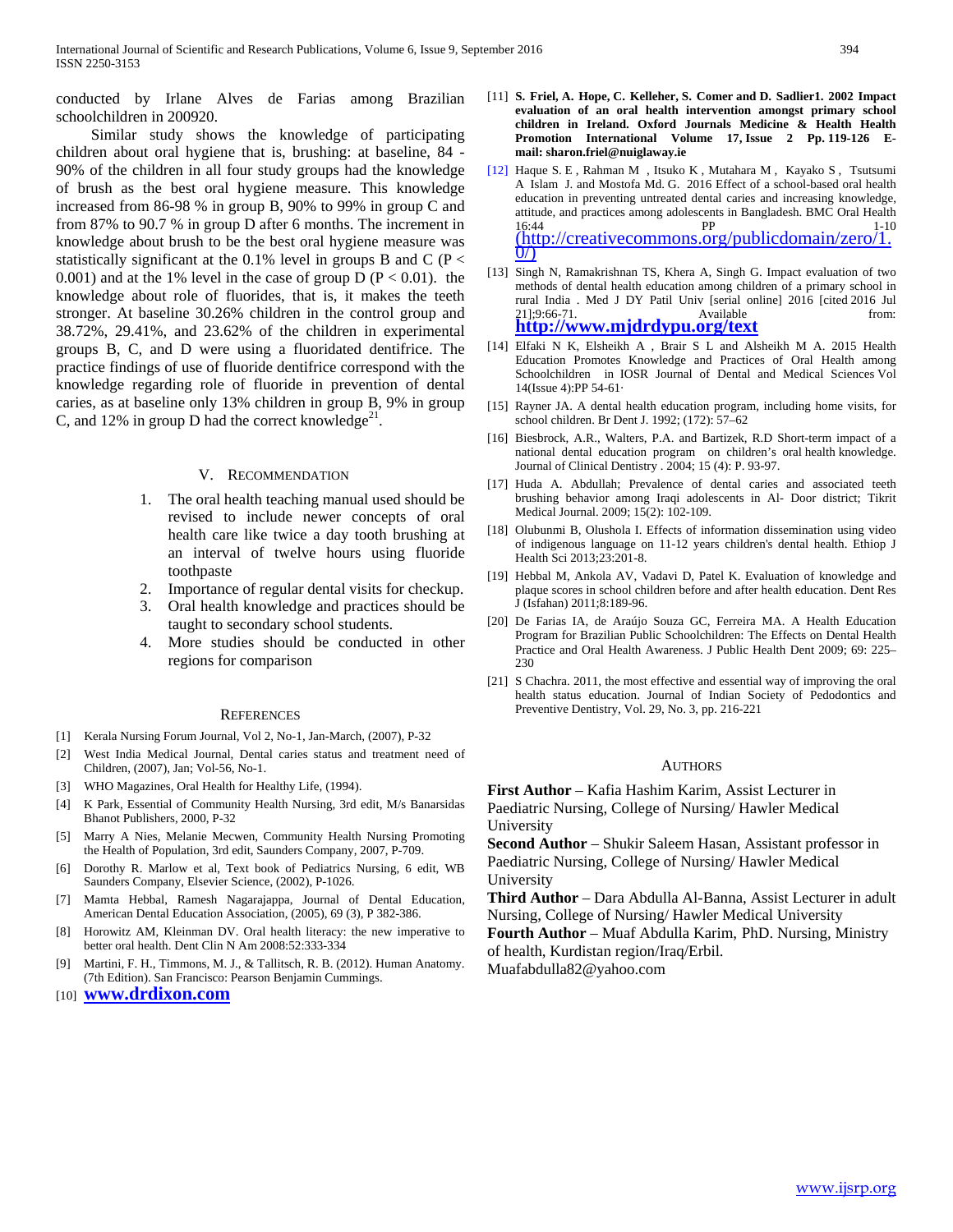conducted by Irlane Alves de Farias among Brazilian schoolchildren in 200920.

Similar study shows the knowledge of participating children about oral hygiene that is, brushing: at baseline, 84 - 90% of the children in all four study groups had the knowledge of brush as the best oral hygiene measure. This knowledge increased from 86-98 % in group B, 90% to 99% in group C and from 87% to 90.7 % in group D after 6 months. The increment in knowledge about brush to be the best oral hygiene measure was statistically significant at the 0.1% level in groups B and C ($P < 0.001$) and at the 1% level in the case of group D ($P < 0.01$). the knowledge about role of fluorides, that is, it makes the teeth stronger. At baseline 30.26% children in the control group and 38.72%, 29.41%, and 23.62% of the children in experimental groups B, C, and D were using a fluoridated dentifrice. The practice findings of use of fluoride dentifrice correspond with the knowledge regarding role of fluoride in prevention of dental caries, as at baseline only 13% children in group B, 9% in group C, and 12% in group D had the correct knowledge[21].

## V. Recommendation

1. The oral health teaching manual used should be revised to include newer concepts of oral health care like twice a day tooth brushing at an interval of twelve hours using fluoride toothpaste
2. Importance of regular dental visits for checkup.
3. Oral health knowledge and practices should be taught to secondary school students.
4. More studies should be conducted in other regions for comparison

## References

[1] Kerala Nursing Forum Journal, Vol 2, No-1, Jan-March, (2007), P-32

[2] West India Medical Journal, Dental caries status and treatment need of Children, (2007), Jan; Vol-56, No-1.

[3] WHO Magazines, Oral Health for Healthy Life, (1994).

[4] K Park, Essential of Community Health Nursing, 3rd edit, M/s Banarsidas Bhanot Publishers, 2000, P-32

[5] Marry A Nies, Melanie Mecwen, Community Health Nursing Promoting the Health of Population, 3rd edit, Saunders Company, 2007, P-709.

[6] Dorothy R. Marlow et al, Text book of Pediatrics Nursing, 6 edit, WB Saunders Company, Elsevier Science, (2002), P-1026.

[7] Mamta Hebbal, Ramesh Nagarajappa, Journal of Dental Education, American Dental Education Association, (2005), 69 (3), P 382-386.

[8] Horowitz AM, Kleinman DV. Oral health literacy: the new imperative to better oral health. Dent Clin N Am 2008:52:333-334

[9] Martini, F. H., Timmons, M. J., & Tallitsch, R. B. (2012). Human Anatomy. (7th Edition). San Francisco: Pearson Benjamin Cummings.

[10] **www.drdixon.com**

[11] **S. Friel, A. Hope, C. Kelleher, S. Comer and D. Sadlier1. 2002 Impact evaluation of an oral health intervention amongst primary school children in Ireland. Oxford Journals Medicine & Health Health Promotion International Volume 17, Issue 2 Pp. 119-126 E-mail: sharon.friel@nuiglaway.ie**

[12] Haque S. E , Rahman M , Itsuko K , Mutahara M , Kayako S , Tsutsumi A Islam J. and Mostofa Md. G. 2016 Effect of a school-based oral health education in preventing untreated dental caries and increasing knowledge, attitude, and practices among adolescents in Bangladesh. BMC Oral Health 16:44 PP 1-10 (http://creativecommons.org/publicdomain/zero/1.0/)

[13] Singh N, Ramakrishnan TS, Khera A, Singh G. Impact evaluation of two methods of dental health education among children of a primary school in rural India . Med J DY Patil Univ [serial online] 2016 [cited 2016 Jul 21];9:66-71. Available from: **http://www.mjdrdypu.org/text**

[14] Elfaki N K, Elsheikh A , Brair S L and Alsheikh M A. 2015 Health Education Promotes Knowledge and Practices of Oral Health among Schoolchildren in IOSR Journal of Dental and Medical Sciences Vol 14(Issue 4):PP 54-61·

[15] Rayner JA. A dental health education program, including home visits, for school children. Br Dent J. 1992; (172): 57–62

[16] Biesbrock, A.R., Walters, P.A. and Bartizek, R.D Short-term impact of a national dental education program on children's oral health knowledge. Journal of Clinical Dentistry . 2004; 15 (4): P. 93-97.

[17] Huda A. Abdullah; Prevalence of dental caries and associated teeth brushing behavior among Iraqi adolescents in Al- Door district; Tikrit Medical Journal. 2009; 15(2): 102-109.

[18] Olubunmi B, Olushola I. Effects of information dissemination using video of indigenous language on 11-12 years children's dental health. Ethiop J Health Sci 2013;23:201-8.

[19] Hebbal M, Ankola AV, Vadavi D, Patel K. Evaluation of knowledge and plaque scores in school children before and after health education. Dent Res J (Isfahan) 2011;8:189-96.

[20] De Farias IA, de Araújo Souza GC, Ferreira MA. A Health Education Program for Brazilian Public Schoolchildren: The Effects on Dental Health Practice and Oral Health Awareness. J Public Health Dent 2009; 69: 225–230

[21] S Chachra. 2011, the most effective and essential way of improving the oral health status education. Journal of Indian Society of Pedodontics and Preventive Dentistry, Vol. 29, No. 3, pp. 216-221

## Authors

**First Author** – Kafia Hashim Karim, Assist Lecturer in Paediatric Nursing, College of Nursing/ Hawler Medical University

**Second Author** – Shukir Saleem Hasan, Assistant professor in Paediatric Nursing, College of Nursing/ Hawler Medical University

**Third Author** – Dara Abdulla Al-Banna, Assist Lecturer in adult Nursing, College of Nursing/ Hawler Medical University

**Fourth Author** – Muaf Abdulla Karim, PhD. Nursing, Ministry of health, Kurdistan region/Iraq/Erbil. Muafabdulla82@yahoo.com